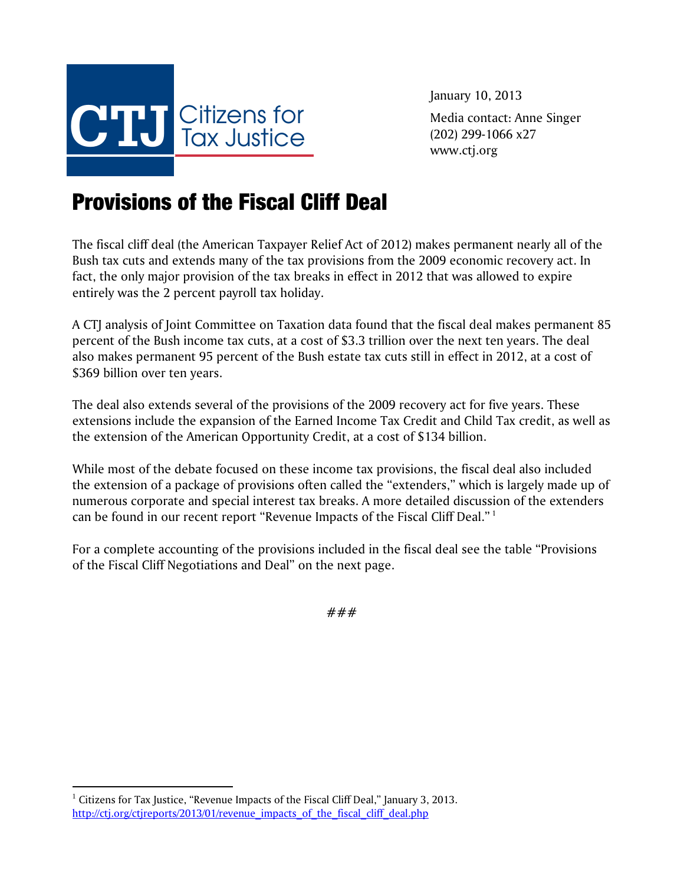CTJ Citizens for Tax Justice

January 10, 2013

Media contact: Anne Singer
(202) 299-1066 x27
www.ctj.org

# Provisions of the Fiscal Cliff Deal

The fiscal cliff deal (the American Taxpayer Relief Act of 2012) makes permanent nearly all of the Bush tax cuts and extends many of the tax provisions from the 2009 economic recovery act. In fact, the only major provision of the tax breaks in effect in 2012 that was allowed to expire entirely was the 2 percent payroll tax holiday.

A CTJ analysis of Joint Committee on Taxation data found that the fiscal deal makes permanent 85 percent of the Bush income tax cuts, at a cost of $3.3 trillion over the next ten years. The deal also makes permanent 95 percent of the Bush estate tax cuts still in effect in 2012, at a cost of $369 billion over ten years.

The deal also extends several of the provisions of the 2009 recovery act for five years. These extensions include the expansion of the Earned Income Tax Credit and Child Tax credit, as well as the extension of the American Opportunity Credit, at a cost of $134 billion.

While most of the debate focused on these income tax provisions, the fiscal deal also included the extension of a package of provisions often called the "extenders," which is largely made up of numerous corporate and special interest tax breaks. A more detailed discussion of the extenders can be found in our recent report "Revenue Impacts of the Fiscal Cliff Deal." [1]

For a complete accounting of the provisions included in the fiscal deal see the table "Provisions of the Fiscal Cliff Negotiations and Deal" on the next page.

###

[1] Citizens for Tax Justice, "Revenue Impacts of the Fiscal Cliff Deal," January 3, 2013. http://ctj.org/ctjreports/2013/01/revenue_impacts_of_the_fiscal_cliff_deal.php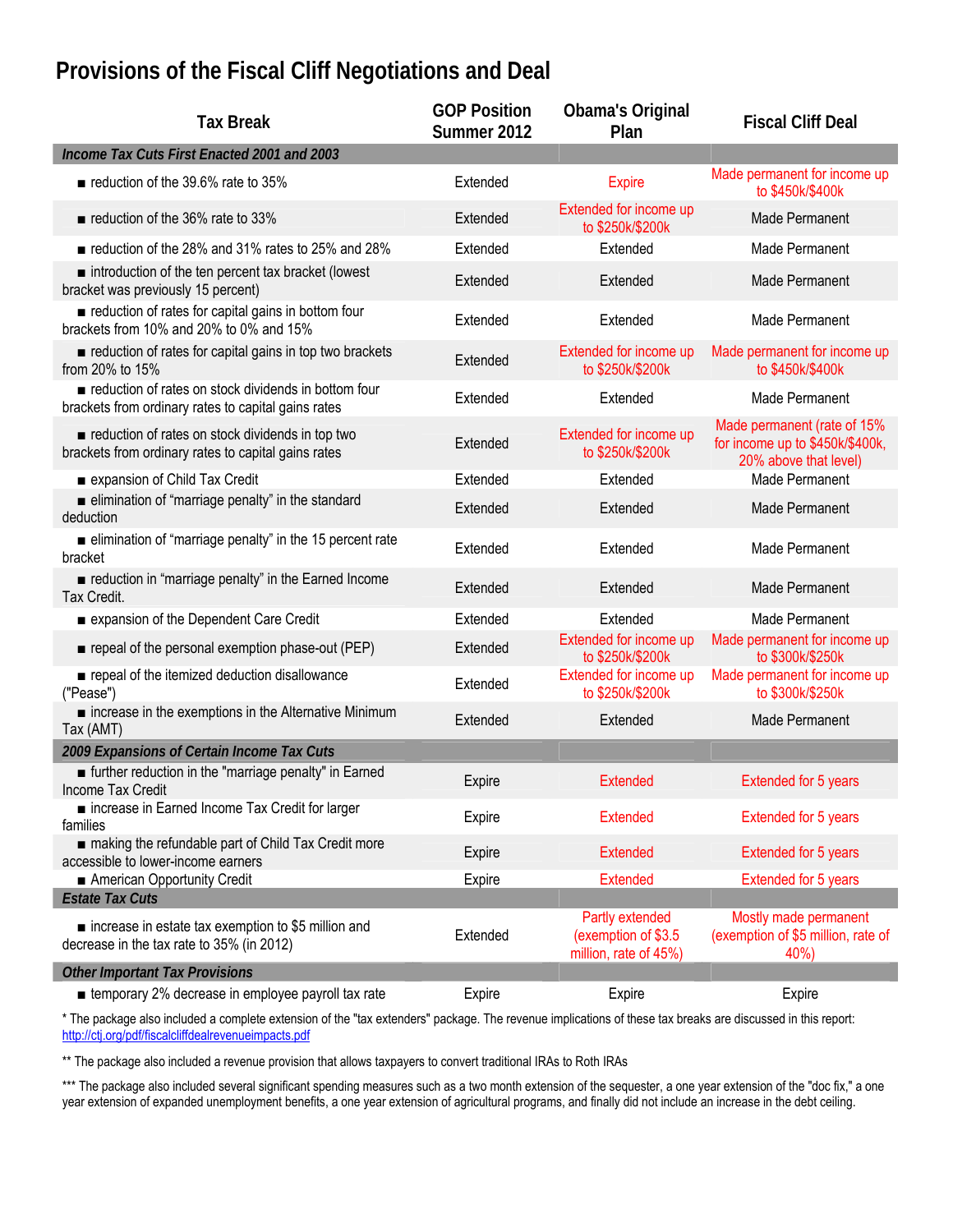# Provisions of the Fiscal Cliff Negotiations and Deal

| Tax Break | GOP Position Summer 2012 | Obama's Original Plan | Fiscal Cliff Deal |
|---|---|---|---|
| ***Income Tax Cuts First Enacted 2001 and 2003*** | | | |
| ■ reduction of the 39.6% rate to 35% | Extended | Expire | Made permanent for income up to $450k/$400k |
| ■ reduction of the 36% rate to 33% | Extended | Extended for income up to $250k/$200k | Made Permanent |
| ■ reduction of the 28% and 31% rates to 25% and 28% | Extended | Extended | Made Permanent |
| ■ introduction of the ten percent tax bracket (lowest bracket was previously 15 percent) | Extended | Extended | Made Permanent |
| ■ reduction of rates for capital gains in bottom four brackets from 10% and 20% to 0% and 15% | Extended | Extended | Made Permanent |
| ■ reduction of rates for capital gains in top two brackets from 20% to 15% | Extended | Extended for income up to $250k/$200k | Made permanent for income up to $450k/$400k |
| ■ reduction of rates on stock dividends in bottom four brackets from ordinary rates to capital gains rates | Extended | Extended | Made Permanent |
| ■ reduction of rates on stock dividends in top two brackets from ordinary rates to capital gains rates | Extended | Extended for income up to $250k/$200k | Made permanent (rate of 15% for income up to $450k/$400k, 20% above that level) |
| ■ expansion of Child Tax Credit | Extended | Extended | Made Permanent |
| ■ elimination of "marriage penalty" in the standard deduction | Extended | Extended | Made Permanent |
| ■ elimination of "marriage penalty" in the 15 percent rate bracket | Extended | Extended | Made Permanent |
| ■ reduction in "marriage penalty" in the Earned Income Tax Credit. | Extended | Extended | Made Permanent |
| ■ expansion of the Dependent Care Credit | Extended | Extended | Made Permanent |
| ■ repeal of the personal exemption phase-out (PEP) | Extended | Extended for income up to $250k/$200k | Made permanent for income up to $300k/$250k |
| ■ repeal of the itemized deduction disallowance ("Pease") | Extended | Extended for income up to $250k/$200k | Made permanent for income up to $300k/$250k |
| ■ increase in the exemptions in the Alternative Minimum Tax (AMT) | Extended | Extended | Made Permanent |
| ***2009 Expansions of Certain Income Tax Cuts*** | | | |
| ■ further reduction in the "marriage penalty" in Earned Income Tax Credit | Expire | Extended | Extended for 5 years |
| ■ increase in Earned Income Tax Credit for larger families | Expire | Extended | Extended for 5 years |
| ■ making the refundable part of Child Tax Credit more accessible to lower-income earners | Expire | Extended | Extended for 5 years |
| ■ American Opportunity Credit | Expire | Extended | Extended for 5 years |
| ***Estate Tax Cuts*** | | | |
| ■ increase in estate tax exemption to $5 million and decrease in the tax rate to 35% (in 2012) | Extended | Partly extended (exemption of $3.5 million, rate of 45%) | Mostly made permanent (exemption of $5 million, rate of 40%) |
| ***Other Important Tax Provisions*** | | | |
| ■ temporary 2% decrease in employee payroll tax rate | Expire | Expire | Expire |

* The package also included a complete extension of the "tax extenders" package. The revenue implications of these tax breaks are discussed in this report: http://ctj.org/pdf/fiscalcliffdealrevenueimpacts.pdf

** The package also included a revenue provision that allows taxpayers to convert traditional IRAs to Roth IRAs

*** The package also included several significant spending measures such as a two month extension of the sequester, a one year extension of the "doc fix," a one year extension of expanded unemployment benefits, a one year extension of agricultural programs, and finally did not include an increase in the debt ceiling.